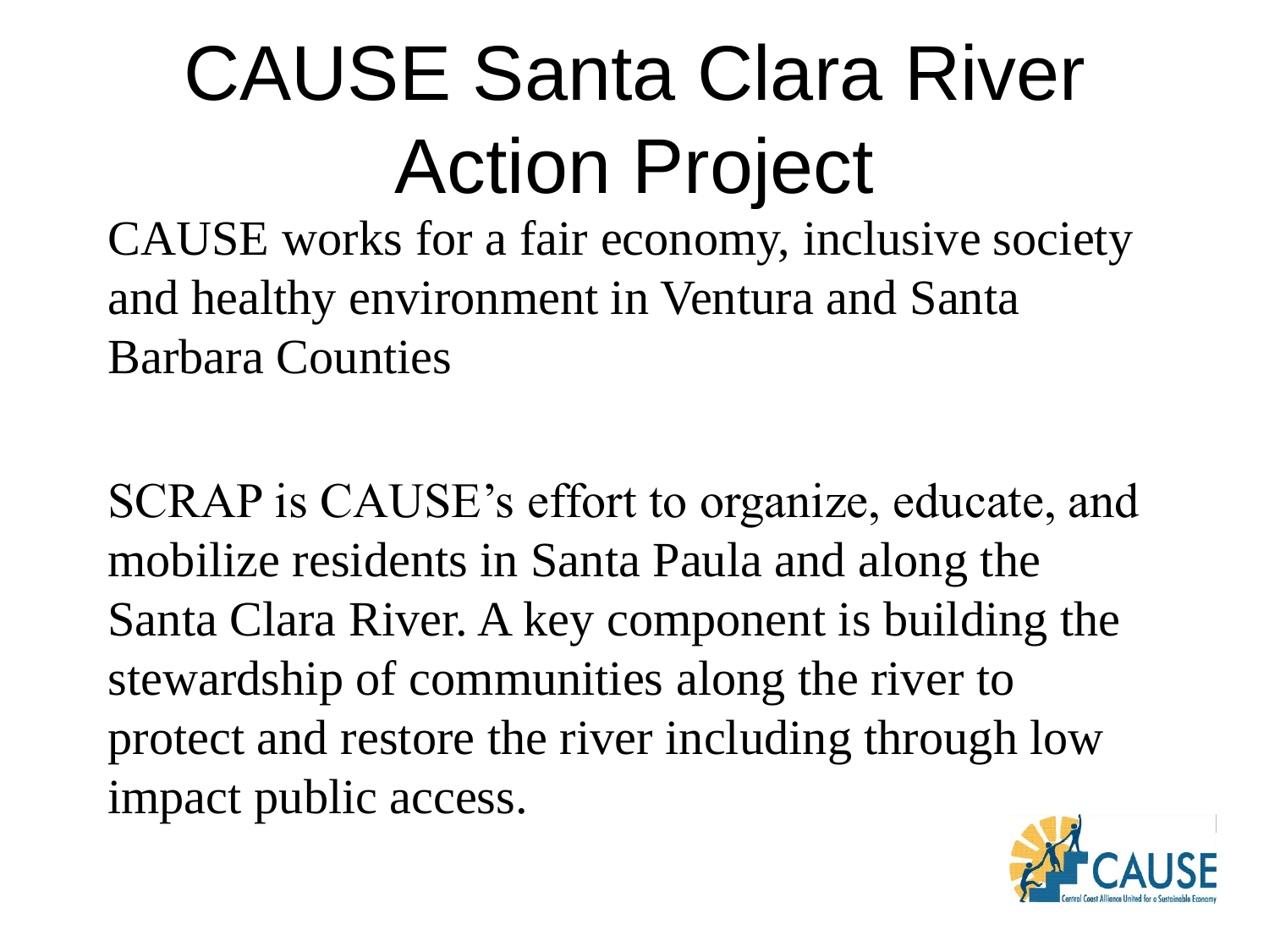# CAUSE Santa Clara River Action Project

CAUSE works for a fair economy, inclusive society and healthy environment in Ventura and Santa Barbara Counties

SCRAP is CAUSE's effort to organize, educate, and mobilize residents in Santa Paula and along the Santa Clara River. A key component is building the stewardship of communities along the river to protect and restore the river including through low impact public access.

CAUSE

Central Coast Alliance United for a Sustainable Economy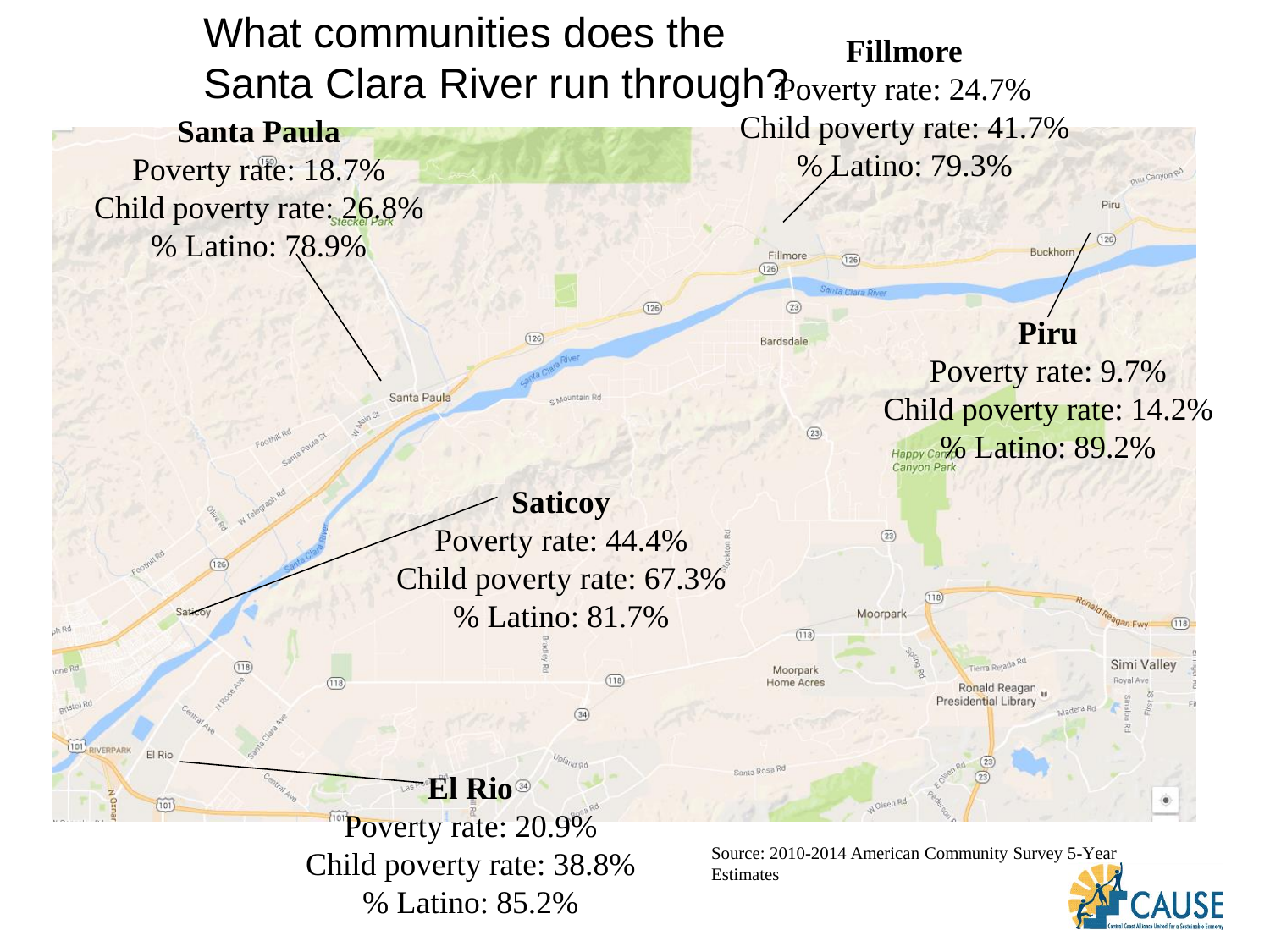# What communities does the Santa Clara River run through?

**Santa Paula**
Poverty rate: 18.7%
Child poverty rate: 26.8%
% Latino: 78.9%

**Fillmore**
Poverty rate: 24.7%
Child poverty rate: 41.7%
% Latino: 79.3%

**Piru**
Poverty rate: 9.7%
Child poverty rate: 14.2%
% Latino: 89.2%

**Saticoy**
Poverty rate: 44.4%
Child poverty rate: 67.3%
% Latino: 81.7%

**El Rio**
Poverty rate: 20.9%
Child poverty rate: 38.8%
% Latino: 85.2%

Source: 2010-2014 American Community Survey 5-Year Estimates

CAUSE
Central Coast Alliance United for a Sustainable Economy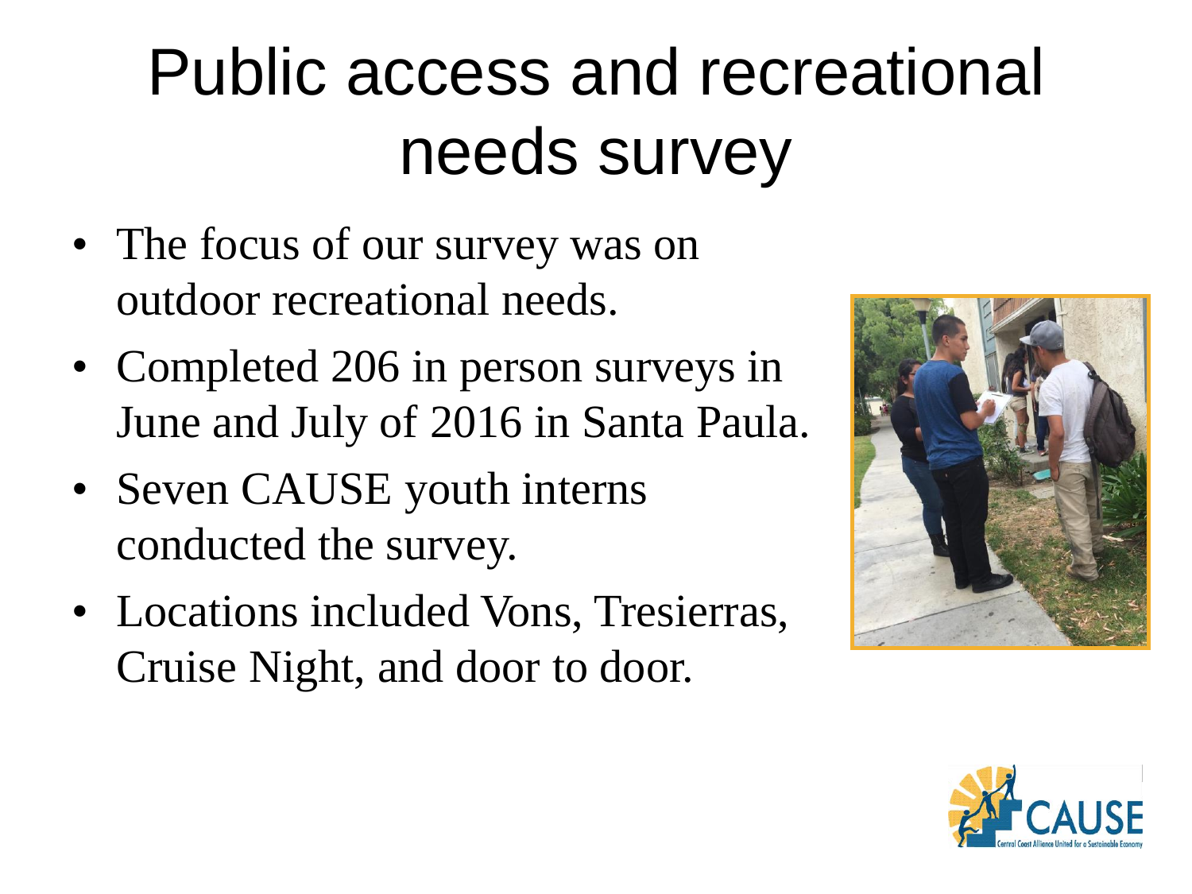# Public access and recreational needs survey

- The focus of our survey was on outdoor recreational needs.
- Completed 206 in person surveys in June and July of 2016 in Santa Paula.
- Seven CAUSE youth interns conducted the survey.
- Locations included Vons, Tresierras, Cruise Night, and door to door.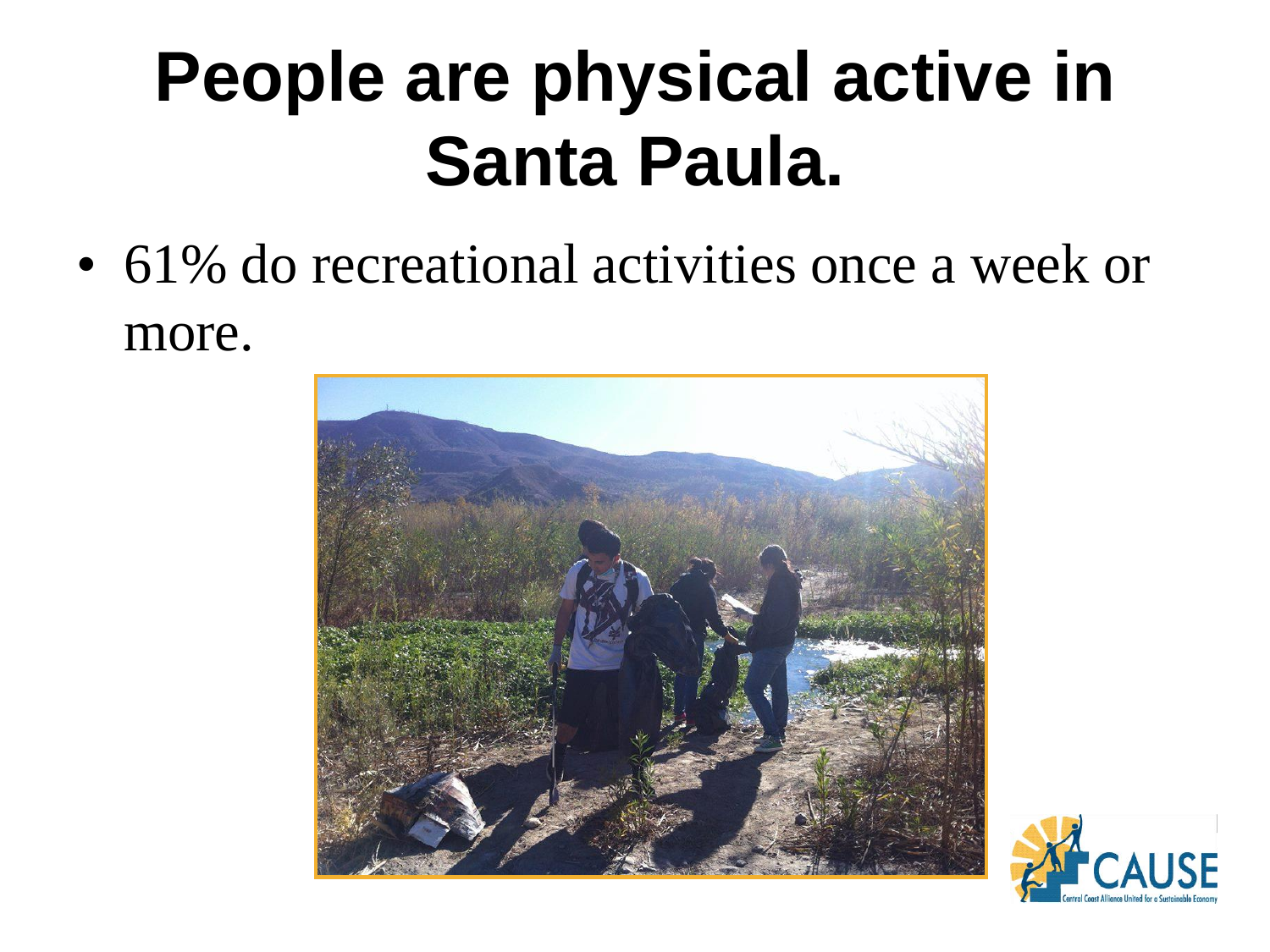# People are physical active in Santa Paula.

- 61% do recreational activities once a week or more.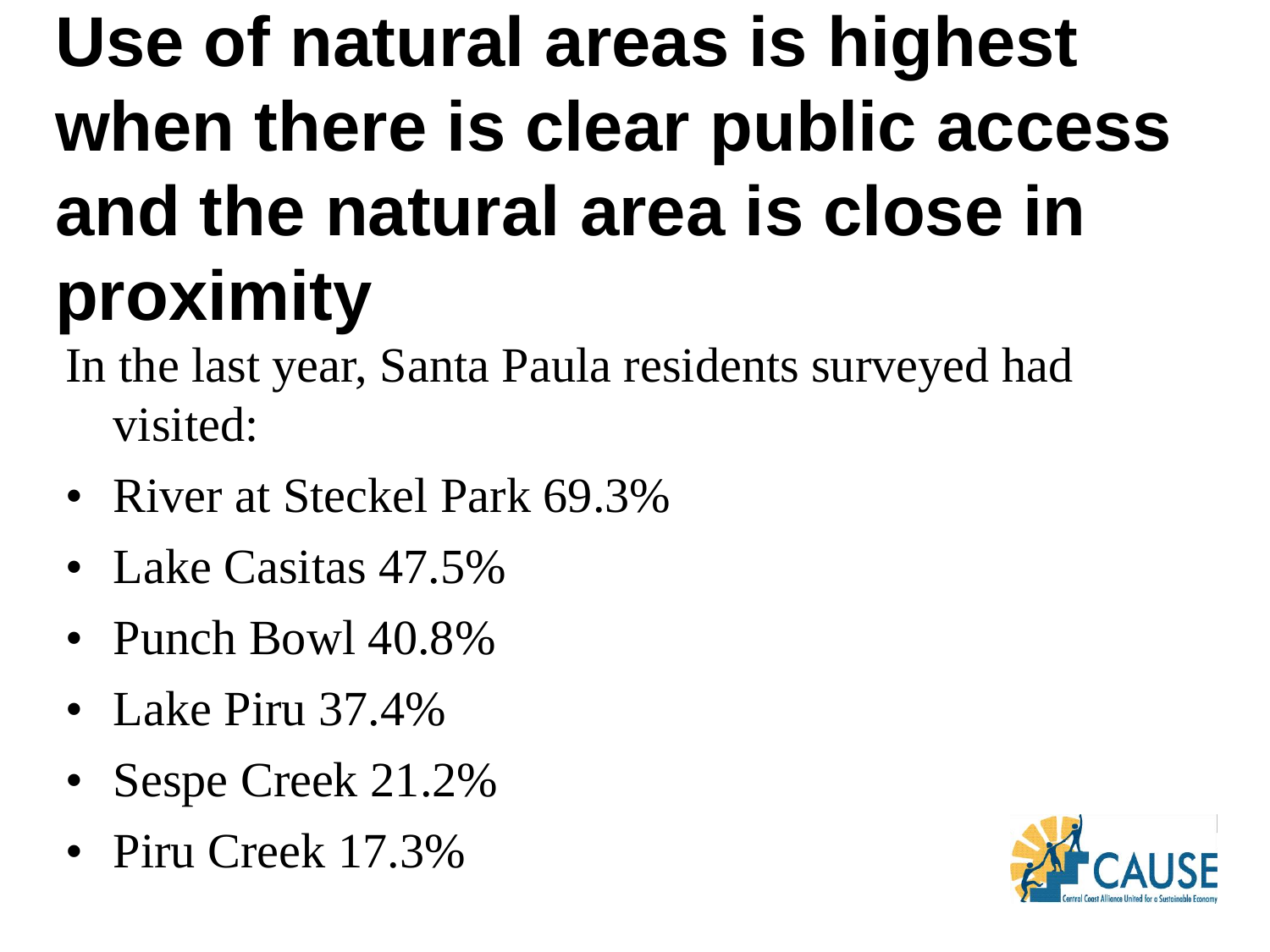# Use of natural areas is highest when there is clear public access and the natural area is close in proximity

In the last year, Santa Paula residents surveyed had visited:

- River at Steckel Park 69.3%
- Lake Casitas 47.5%
- Punch Bowl 40.8%
- Lake Piru 37.4%
- Sespe Creek 21.2%
- Piru Creek 17.3%

CAUSE

Central Coast Alliance United for a Sustainable Economy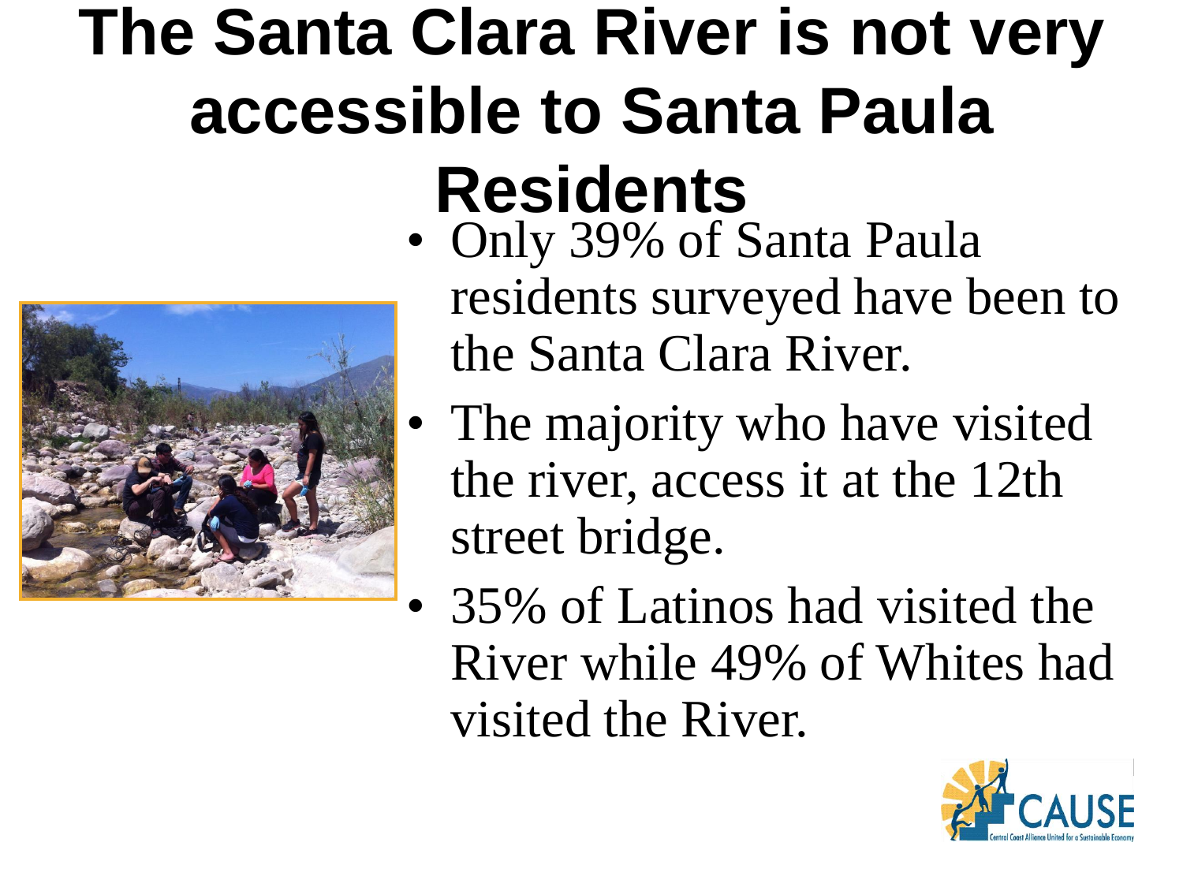# The Santa Clara River is not very accessible to Santa Paula Residents

- Only 39% of Santa Paula residents surveyed have been to the Santa Clara River.
- The majority who have visited the river, access it at the 12th street bridge.
- 35% of Latinos had visited the River while 49% of Whites had visited the River.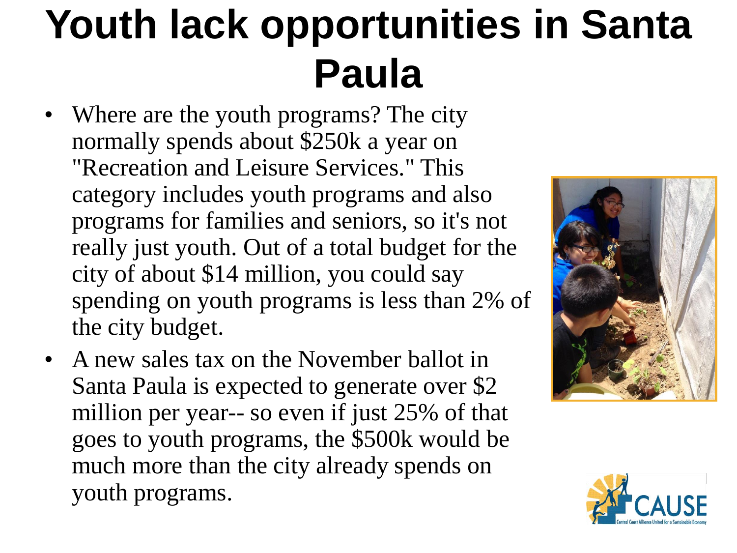# Youth lack opportunities in Santa Paula

- Where are the youth programs? The city normally spends about $250k a year on "Recreation and Leisure Services." This category includes youth programs and also programs for families and seniors, so it's not really just youth. Out of a total budget for the city of about $14 million, you could say spending on youth programs is less than 2% of the city budget.
- A new sales tax on the November ballot in Santa Paula is expected to generate over $2 million per year-- so even if just 25% of that goes to youth programs, the $500k would be much more than the city already spends on youth programs.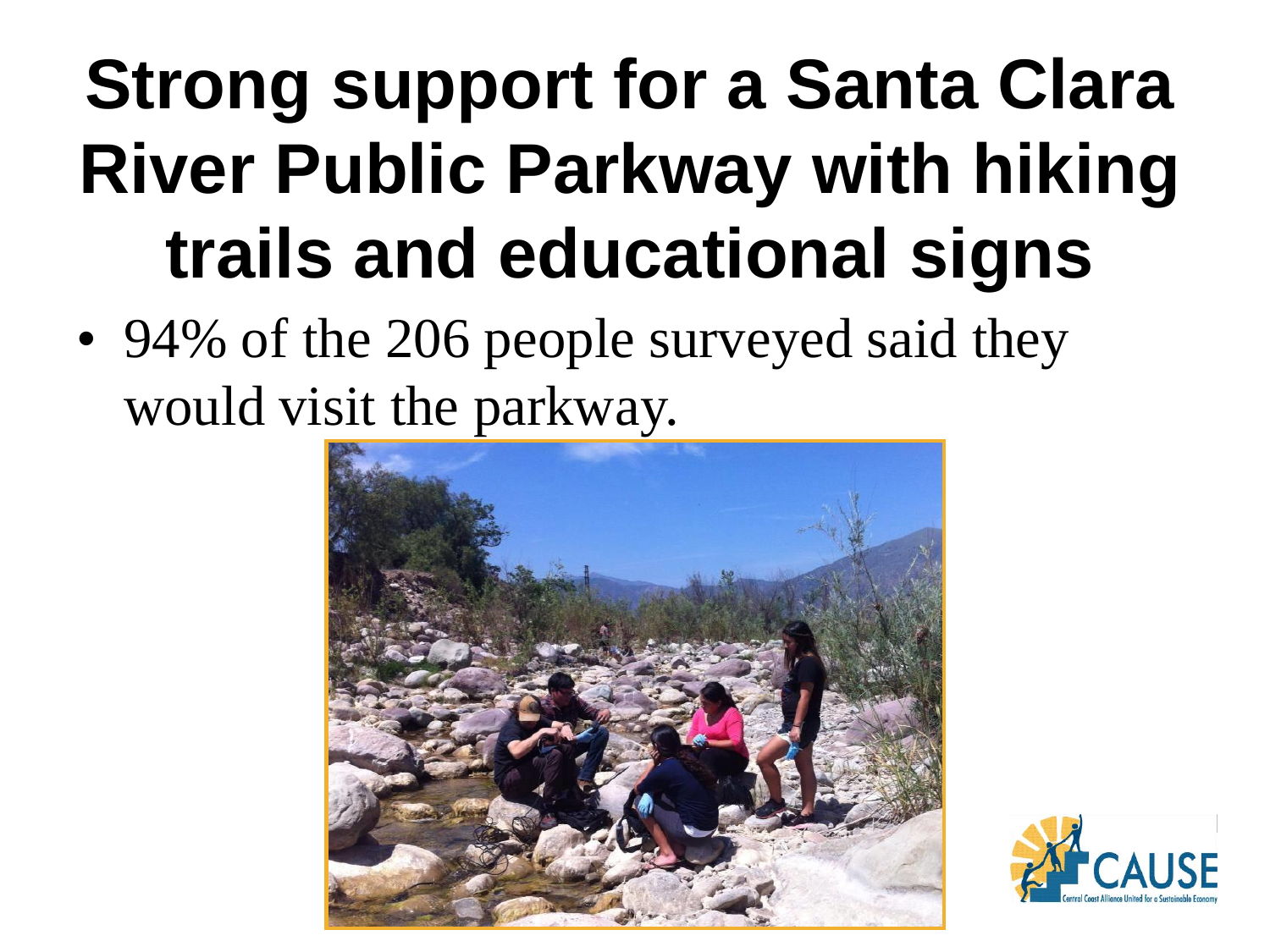# Strong support for a Santa Clara River Public Parkway with hiking trails and educational signs

- 94% of the 206 people surveyed said they would visit the parkway.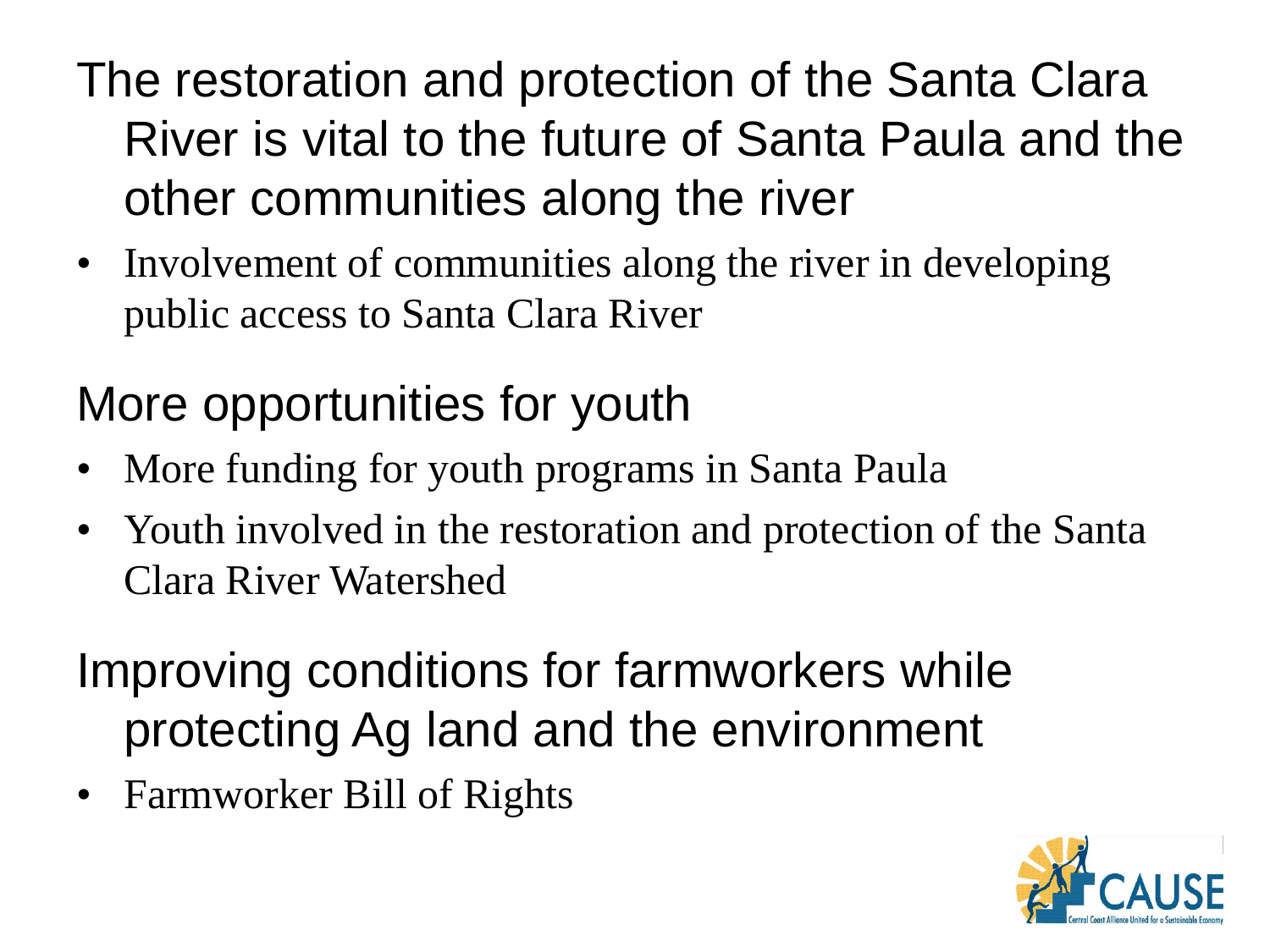## The restoration and protection of the Santa Clara River is vital to the future of Santa Paula and the other communities along the river

- Involvement of communities along the river in developing public access to Santa Clara River

## More opportunities for youth

- More funding for youth programs in Santa Paula
- Youth involved in the restoration and protection of the Santa Clara River Watershed

## Improving conditions for farmworkers while protecting Ag land and the environment

- Farmworker Bill of Rights

CAUSE
Central Coast Alliance United for a Sustainable Economy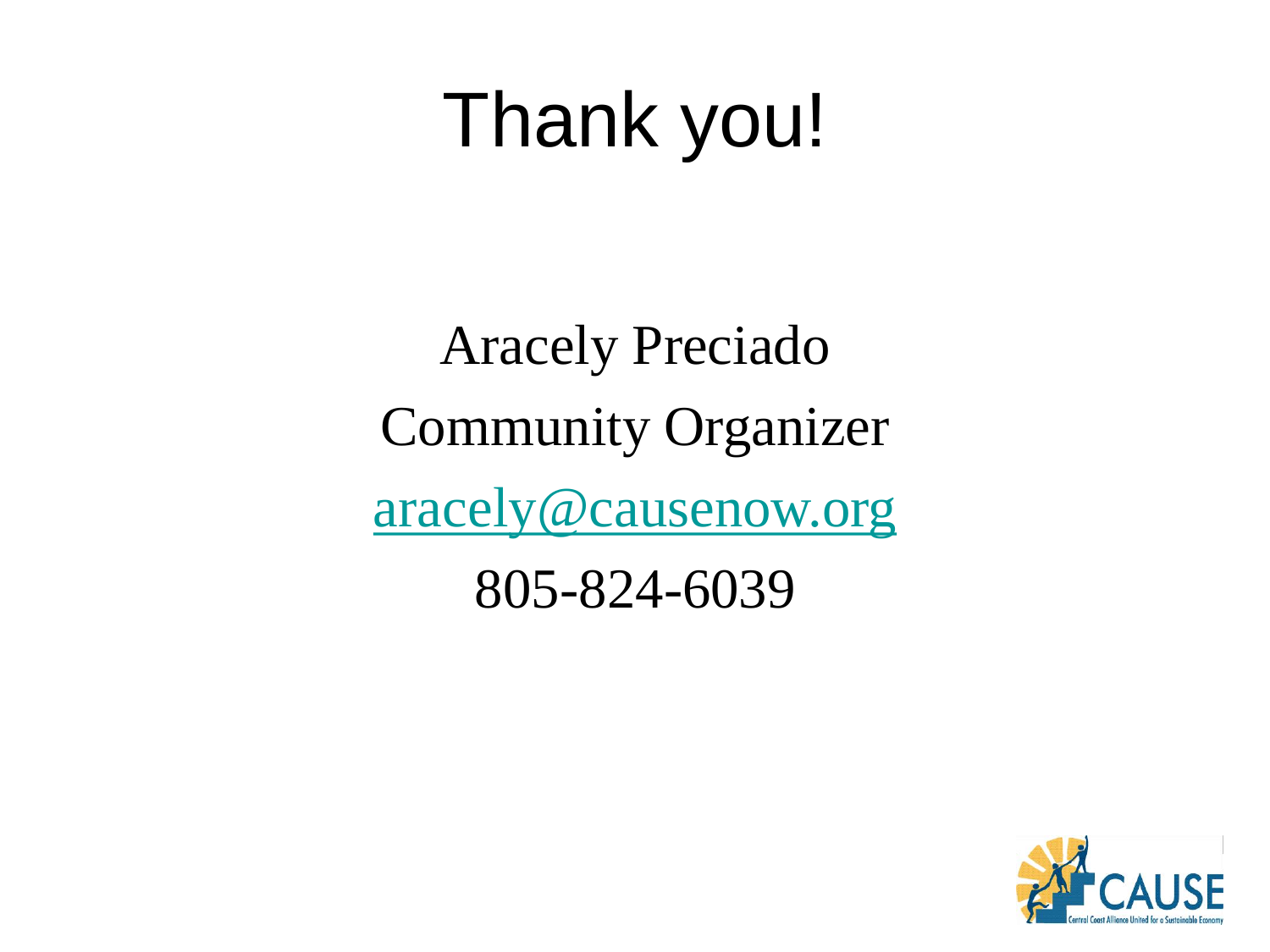# Thank you!

Aracely Preciado

Community Organizer

aracely@causenow.org

805-824-6039